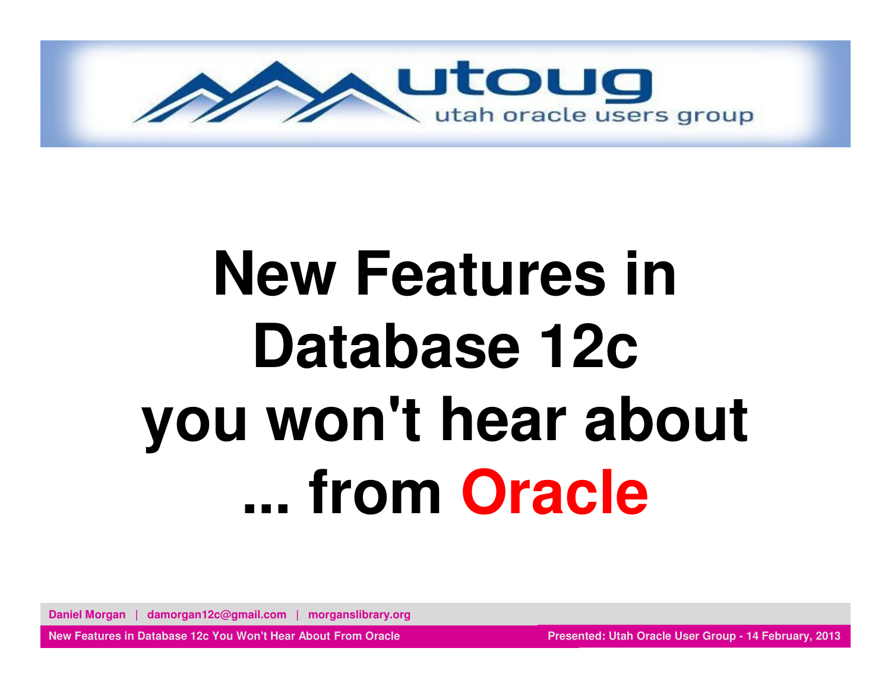utoug

utah oracle users group

# New Features in Database 12c you won't hear about ... from Oracle

Daniel Morgan | damorgan12c@gmail.com | morganslibrary.org

New Features in Database 12c You Won't Hear About From Oracle

Presented: Utah Oracle User Group - 14 February, 2013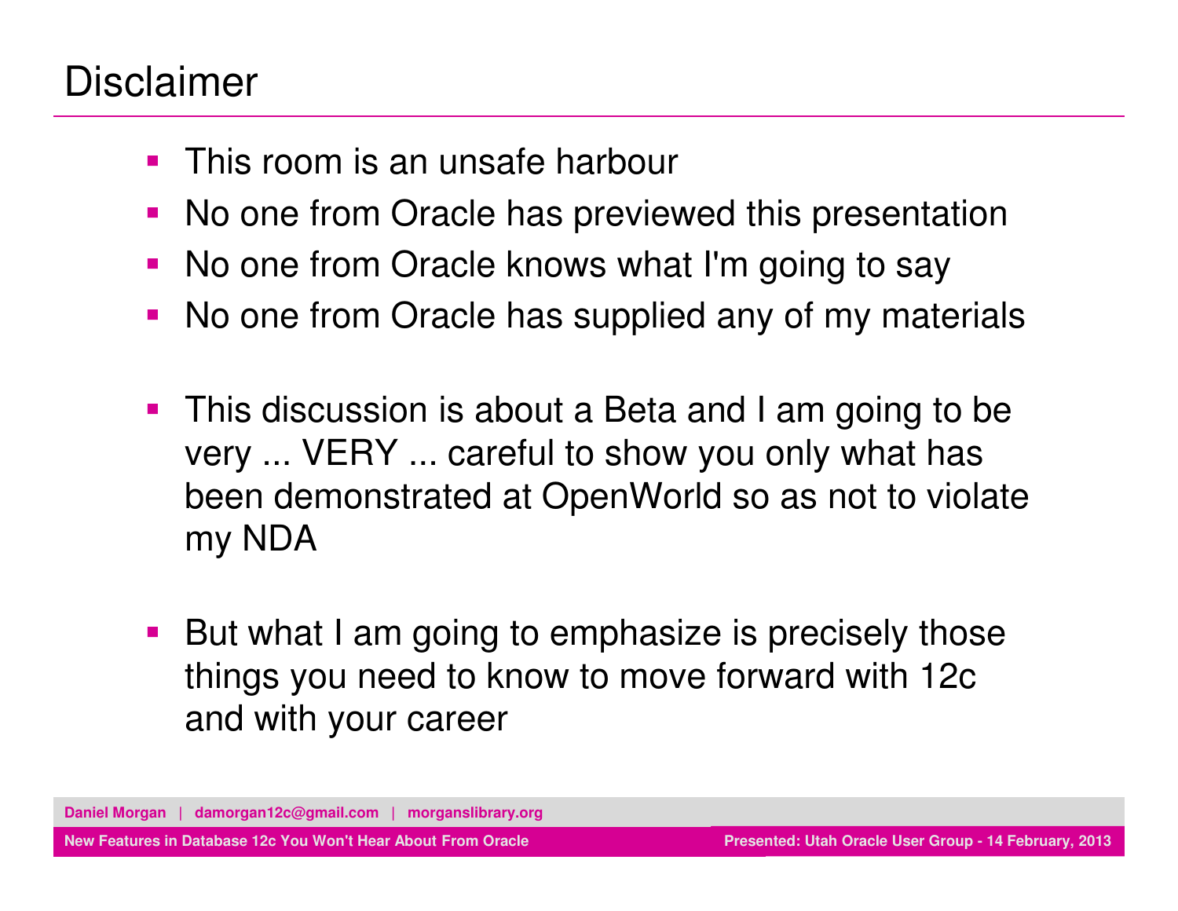# Disclaimer

- This room is an unsafe harbour
- No one from Oracle has previewed this presentation
- No one from Oracle knows what I'm going to say
- No one from Oracle has supplied any of my materials

- This discussion is about a Beta and I am going to be very ... VERY ... careful to show you only what has been demonstrated at OpenWorld so as not to violate my NDA

- But what I am going to emphasize is precisely those things you need to know to move forward with 12c and with your career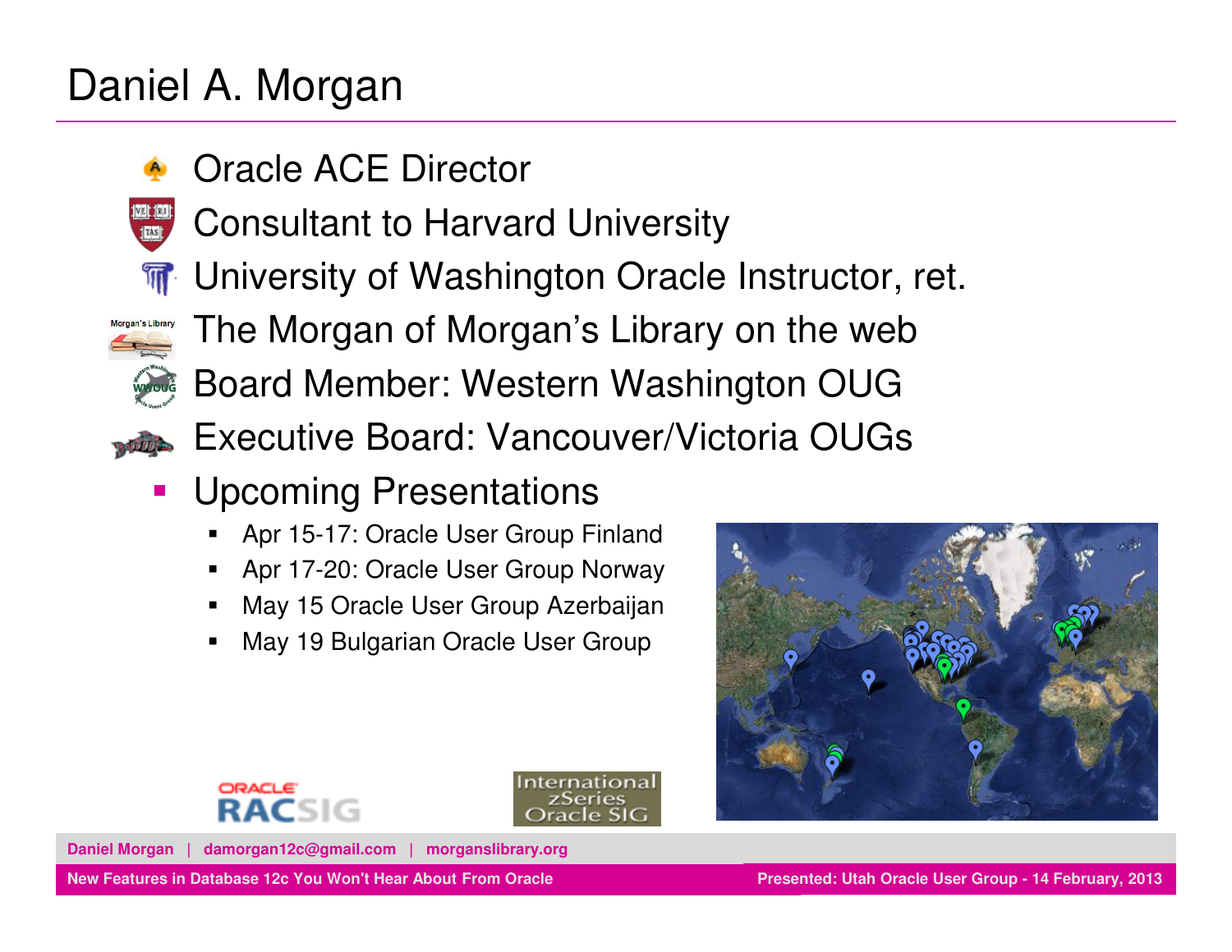# Daniel A. Morgan

- Oracle ACE Director
- Consultant to Harvard University
- University of Washington Oracle Instructor, ret.
- The Morgan of Morgan's Library on the web
- Board Member: Western Washington OUG
- Executive Board: Vancouver/Victoria OUGs
- Upcoming Presentations
  - Apr 15-17: Oracle User Group Finland
  - Apr 17-20: Oracle User Group Norway
  - May 15 Oracle User Group Azerbaijan
  - May 19 Bulgarian Oracle User Group

Daniel Morgan | damorgan12c@gmail.com | morganslibrary.org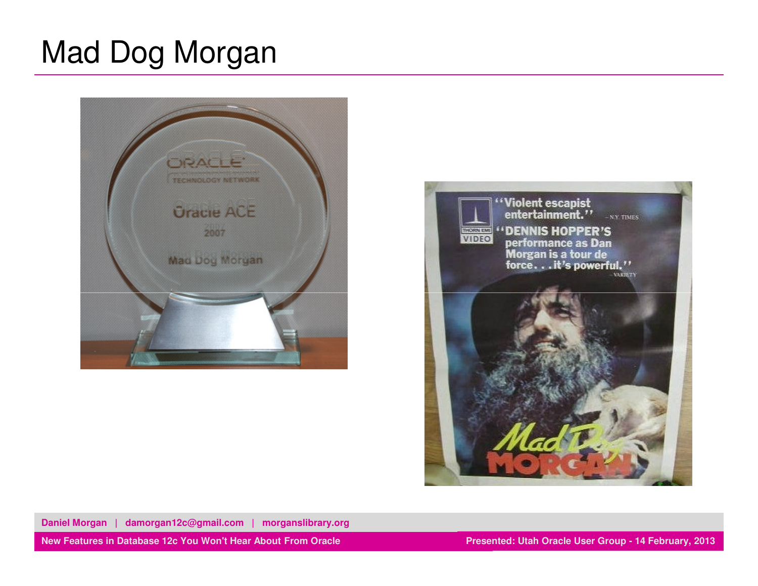# Mad Dog Morgan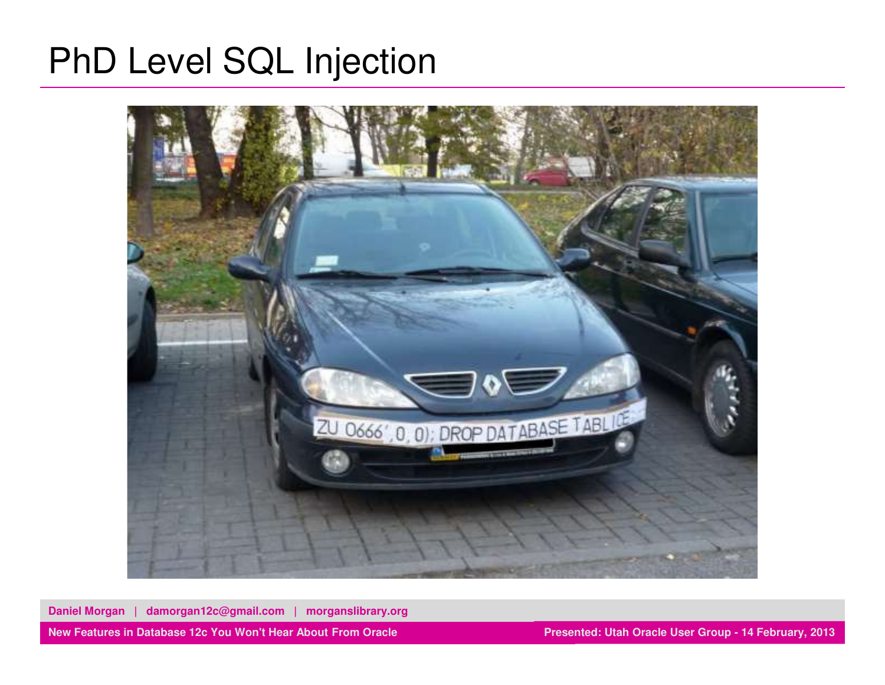# PhD Level SQL Injection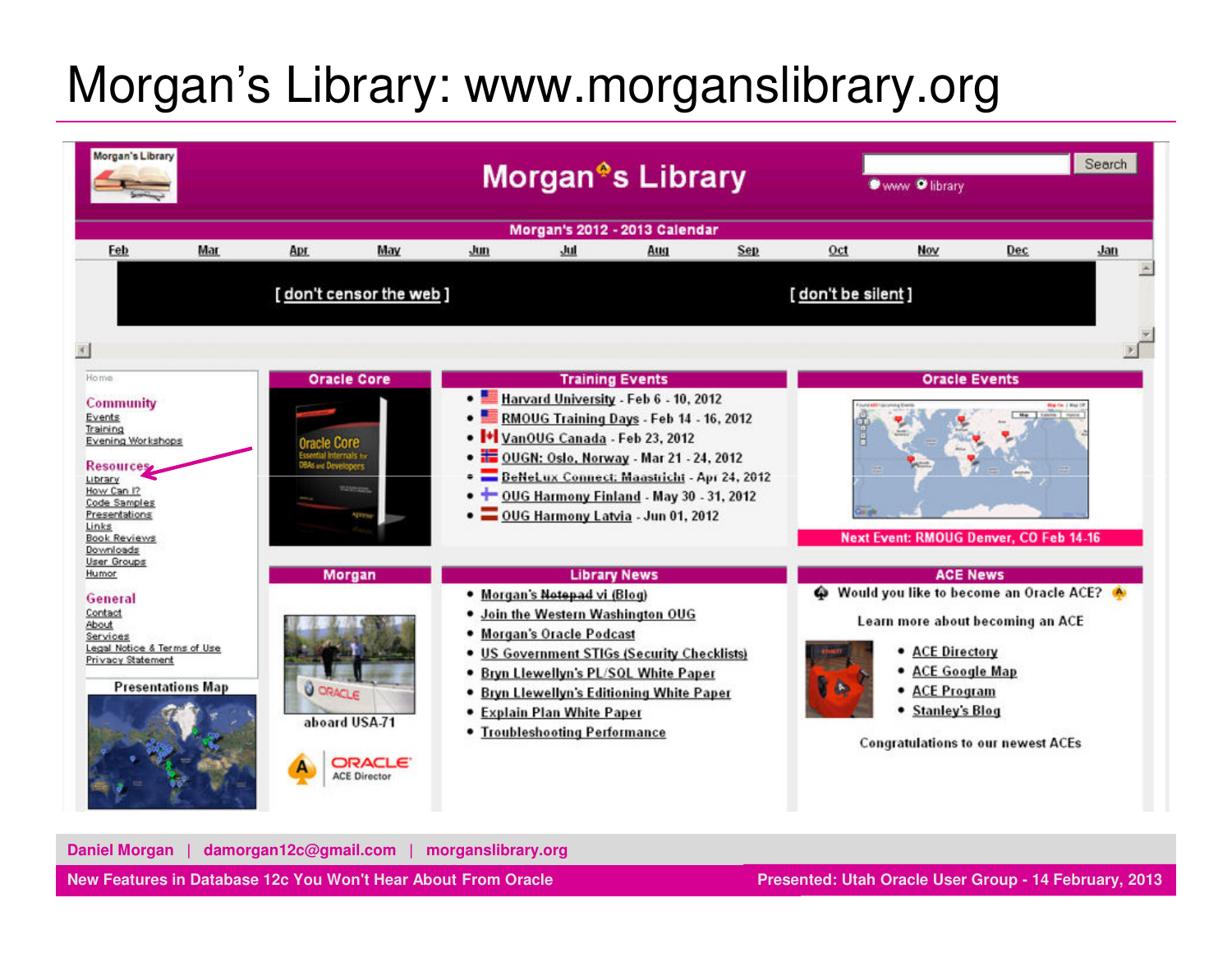# Morgan's Library: www.morganslibrary.org

Morgan's Library

Search

www library

Morgan's 2012 - 2013 Calendar

Feb | Mar | Apr | May | Jun | Jul | Aug | Sep | Oct | Nov | Dec | Jan

[ don't censor the web ] [ don't be silent ]

Home

**Community**
- Events
- Training
- Evening Workshops

**Resources**
- Library
- How Can I?
- Code Samples
- Presentations
- Links
- Book Reviews
- Downloads
- User Groups
- Humor

**General**
- Contact
- About
- Services
- Legal Notice & Terms of Use
- Privacy Statement

Presentations Map

## Oracle Core

Oracle Core: Essential Internals for DBAs and Developers

## Training Events

- Harvard University - Feb 6 - 10, 2012
- RMOUG Training Days - Feb 14 - 16, 2012
- VanOUG Canada - Feb 23, 2012
- OUGN: Oslo, Norway - Mar 21 - 24, 2012
- BeNeLux Connect: Maastricht - Apr 24, 2012
- OUG Harmony Finland - May 30 - 31, 2012
- OUG Harmony Latvia - Jun 01, 2012

## Oracle Events

Next Event: RMOUG Denver, CO Feb 14-16

## Morgan

aboard USA-71

ORACLE ACE Director

## Library News

- Morgan's Notepad vi (Blog)
- Join the Western Washington OUG
- Morgan's Oracle Podcast
- US Government STIGs (Security Checklists)
- Bryn Llewellyn's PL/SQL White Paper
- Bryn Llewellyn's Editioning White Paper
- Explain Plan White Paper
- Troubleshooting Performance

## ACE News

Would you like to become an Oracle ACE?

Learn more about becoming an ACE

- ACE Directory
- ACE Google Map
- ACE Program
- Stanley's Blog

Congratulations to our newest ACEs

Daniel Morgan | damorgan12c@gmail.com | morganslibrary.org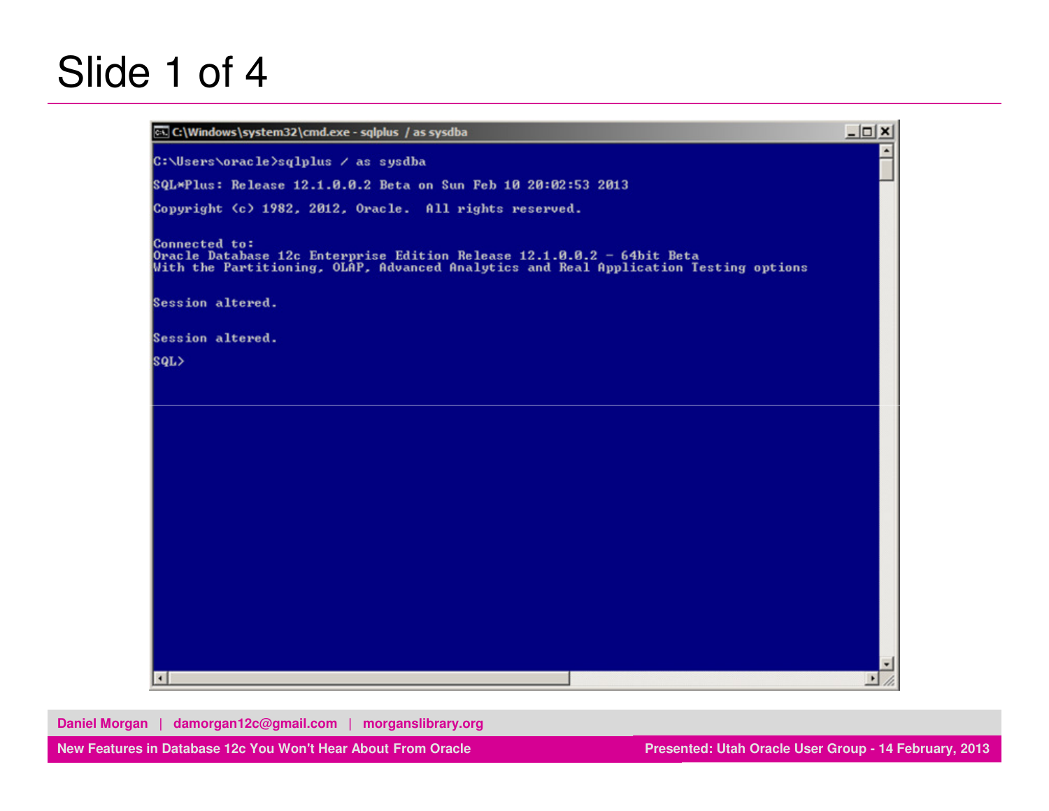# Slide 1 of 4

```
C:\Windows\system32\cmd.exe - sqlplus / as sysdba

C:\Users\oracle>sqlplus / as sysdba

SQL*Plus: Release 12.1.0.0.2 Beta on Sun Feb 10 20:02:53 2013

Copyright (c) 1982, 2012, Oracle.  All rights reserved.

Connected to:
Oracle Database 12c Enterprise Edition Release 12.1.0.0.2 - 64bit Beta
With the Partitioning, OLAP, Advanced Analytics and Real Application Testing options

Session altered.

Session altered.

SQL>
```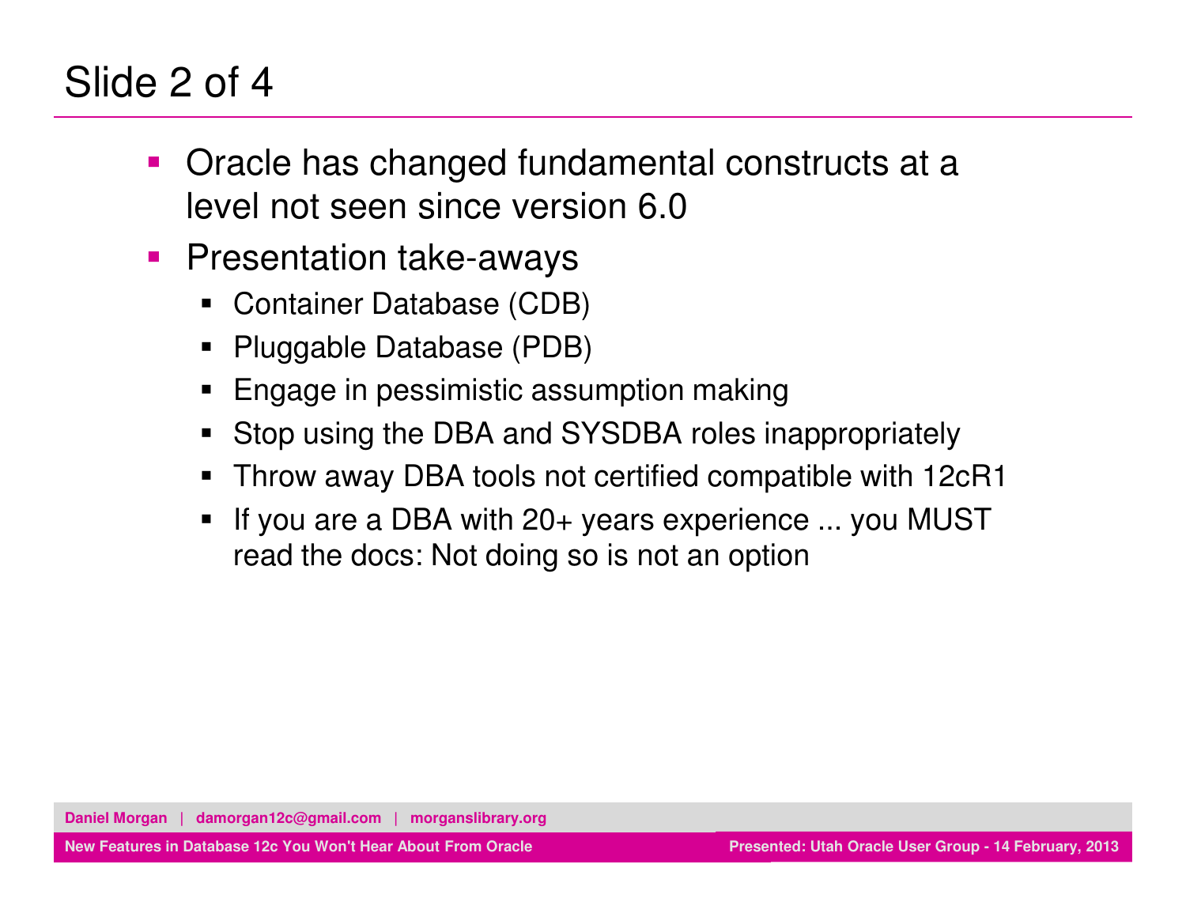# Slide 2 of 4

- Oracle has changed fundamental constructs at a level not seen since version 6.0
- Presentation take-aways
  - Container Database (CDB)
  - Pluggable Database (PDB)
  - Engage in pessimistic assumption making
  - Stop using the DBA and SYSDBA roles inappropriately
  - Throw away DBA tools not certified compatible with 12cR1
  - If you are a DBA with 20+ years experience ... you MUST read the docs: Not doing so is not an option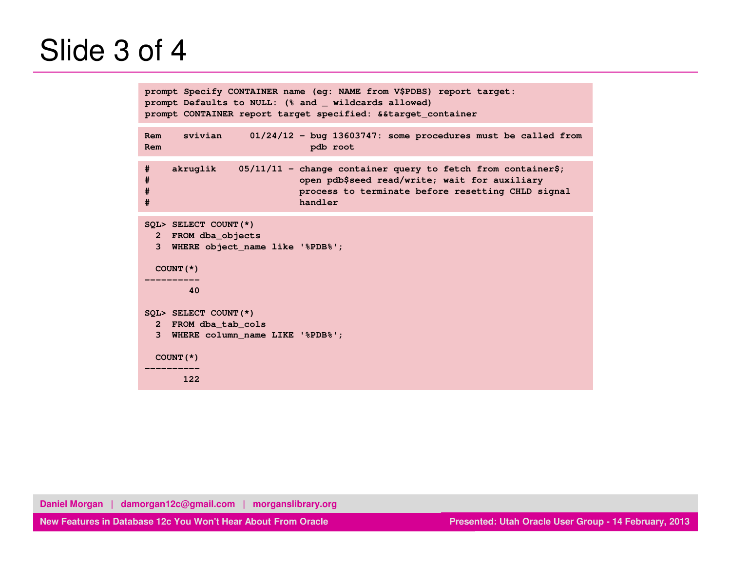# Slide 3 of 4

```
prompt Specify CONTAINER name (eg: NAME from V$PDBS) report target:
prompt Defaults to NULL: (% and _ wildcards allowed)
prompt CONTAINER report target specified: &&target_container
```

```
Rem    svivian     01/24/12 - bug 13603747: some procedures must be called from
Rem                           pdb root
```

```
#    akruglik    05/11/11 - change container query to fetch from container$;
#                           open pdb$seed read/write; wait for auxiliary
#                           process to terminate before resetting CHLD signal
#                           handler
```

```
SQL> SELECT COUNT(*)
  2  FROM dba_objects
  3  WHERE object_name like '%PDB%';

  COUNT(*)
----------
        40

SQL> SELECT COUNT(*)
  2  FROM dba_tab_cols
  3  WHERE column_name LIKE '%PDB%';

  COUNT(*)
----------
       122
```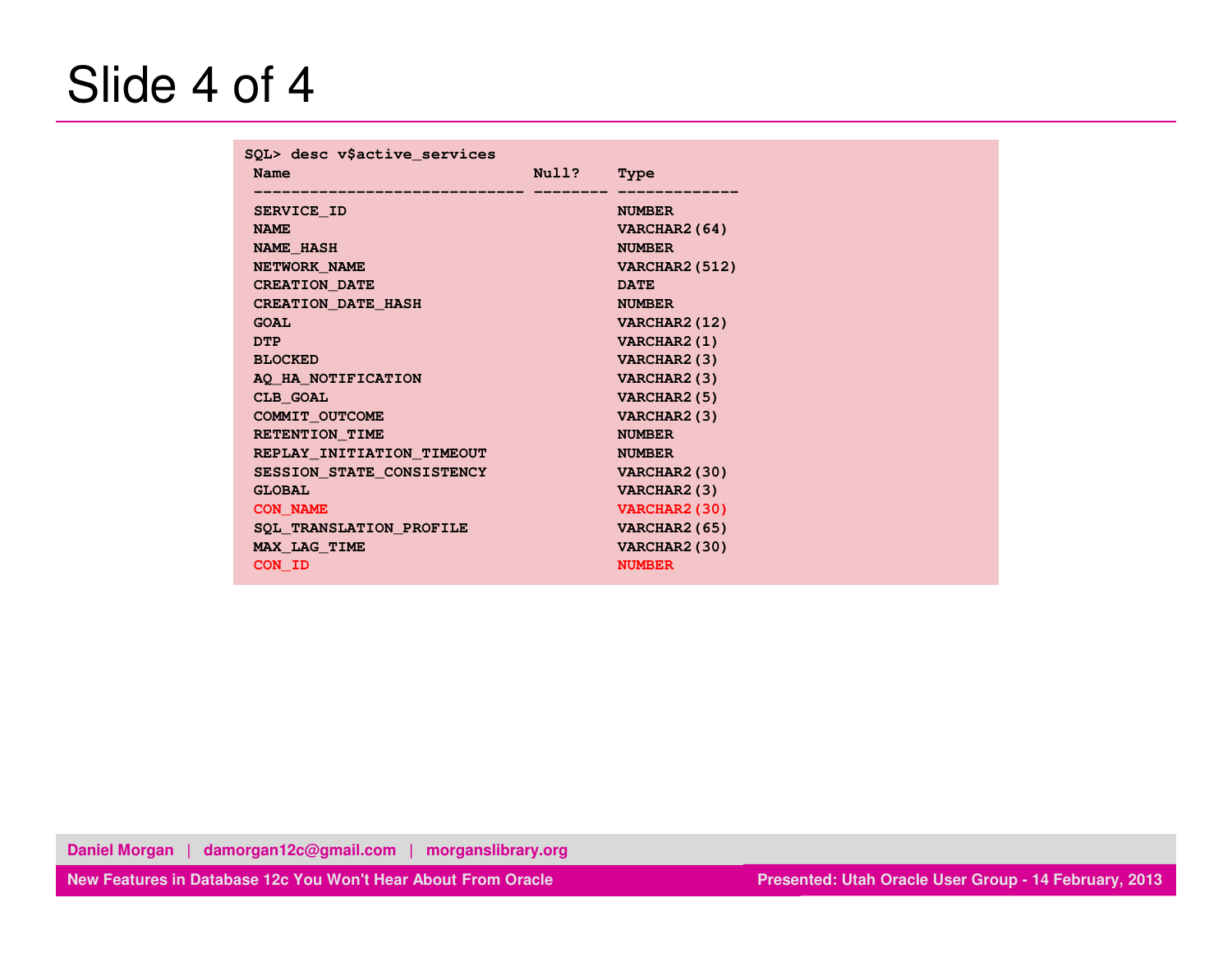# Slide 4 of 4

```
SQL> desc v$active_services
 Name                          Null?    Type
 ----------------------------- -------- -------------
 SERVICE_ID                             NUMBER
 NAME                                   VARCHAR2(64)
 NAME_HASH                              NUMBER
 NETWORK_NAME                           VARCHAR2(512)
 CREATION_DATE                          DATE
 CREATION_DATE_HASH                     NUMBER
 GOAL                                   VARCHAR2(12)
 DTP                                    VARCHAR2(1)
 BLOCKED                                VARCHAR2(3)
 AQ_HA_NOTIFICATION                     VARCHAR2(3)
 CLB_GOAL                               VARCHAR2(5)
 COMMIT_OUTCOME                         VARCHAR2(3)
 RETENTION_TIME                         NUMBER
 REPLAY_INITIATION_TIMEOUT              NUMBER
 SESSION_STATE_CONSISTENCY              VARCHAR2(30)
 GLOBAL                                 VARCHAR2(3)
 CON_NAME                               VARCHAR2(30)
 SQL_TRANSLATION_PROFILE                VARCHAR2(65)
 MAX_LAG_TIME                           VARCHAR2(30)
 CON_ID                                 NUMBER
```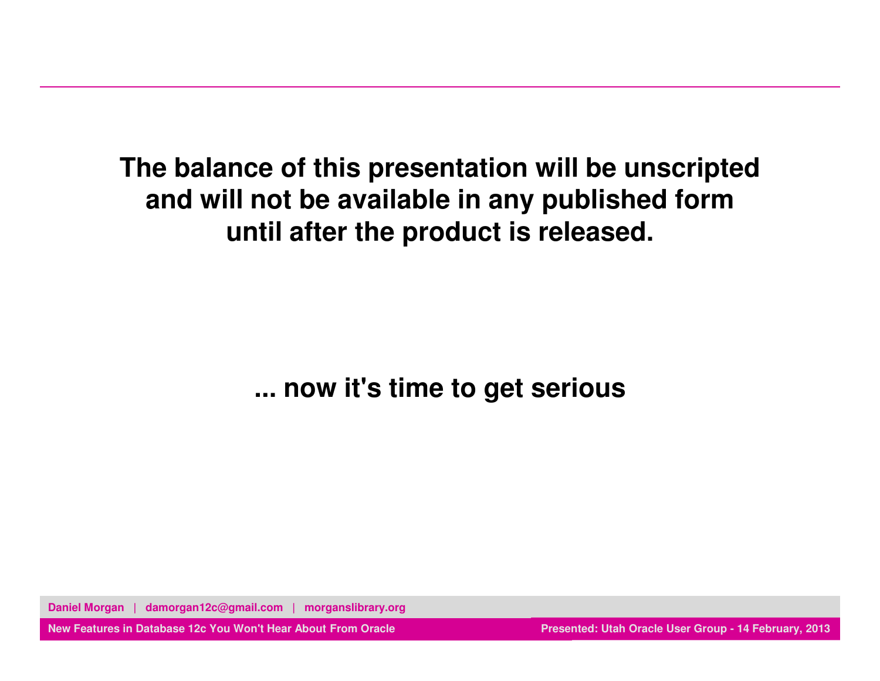**The balance of this presentation will be unscripted and will not be available in any published form until after the product is released.**

**... now it's time to get serious**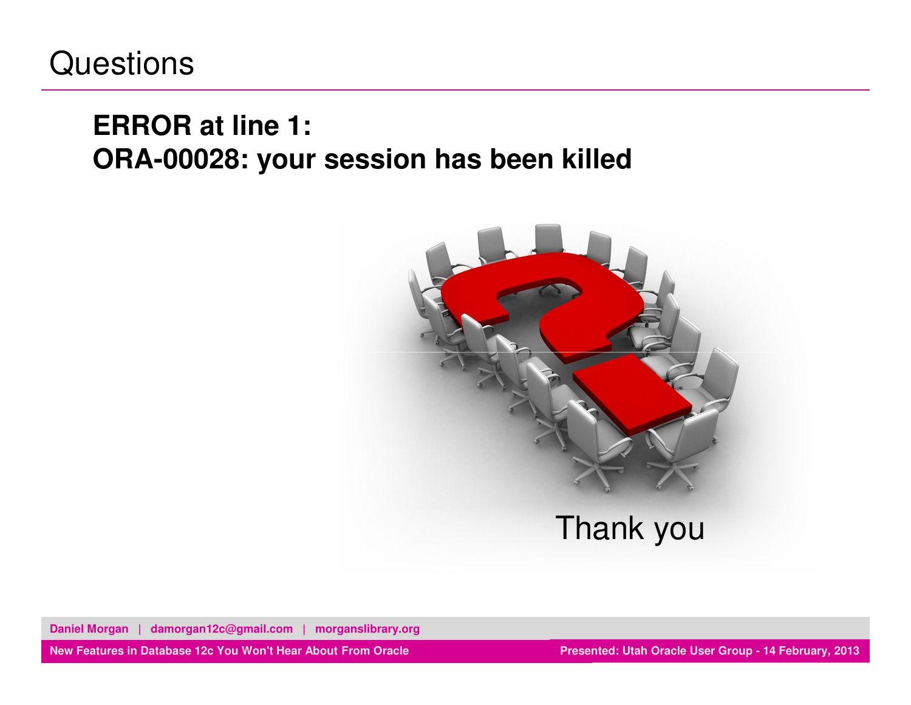# Questions

**ERROR at line 1:**
**ORA-00028: your session has been killed**

Thank you